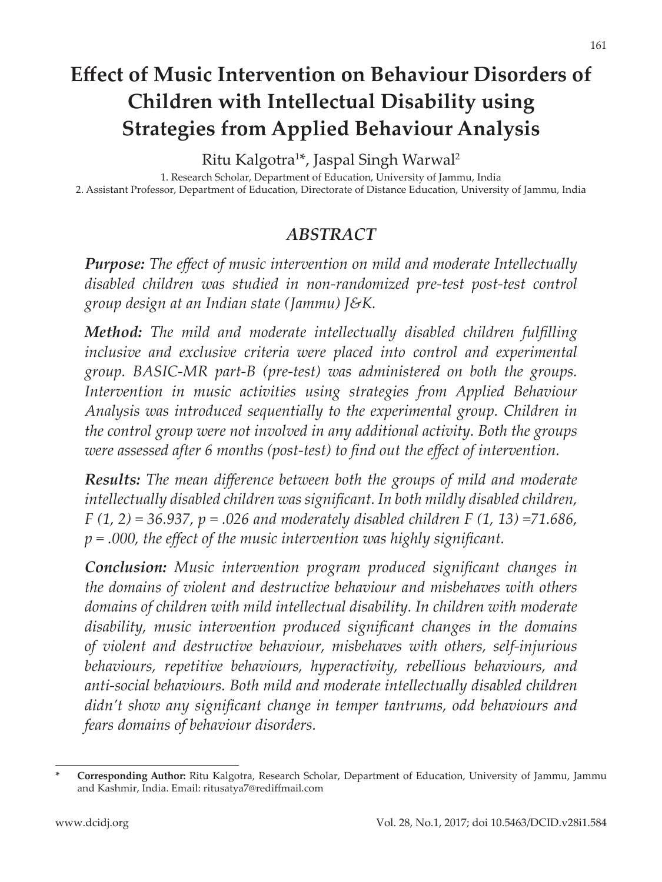# Effect of Music Intervention on Behaviour Disorders of Children with Intellectual Disability using Strategies from Applied Behaviour Analysis

Ritu Kalgotra[1]*, Jaspal Singh Warwal[2]

1. Research Scholar, Department of Education, University of Jammu, India
2. Assistant Professor, Department of Education, Directorate of Distance Education, University of Jammu, India

## *ABSTRACT*

***Purpose:*** *The effect of music intervention on mild and moderate Intellectually disabled children was studied in non-randomized pre-test post-test control group design at an Indian state (Jammu) J&K.*

***Method:*** *The mild and moderate intellectually disabled children fulfilling inclusive and exclusive criteria were placed into control and experimental group. BASIC-MR part-B (pre-test) was administered on both the groups. Intervention in music activities using strategies from Applied Behaviour Analysis was introduced sequentially to the experimental group. Children in the control group were not involved in any additional activity. Both the groups were assessed after 6 months (post-test) to find out the effect of intervention.*

***Results:*** *The mean difference between both the groups of mild and moderate intellectually disabled children was significant. In both mildly disabled children, $F(1, 2) = 36.937$, $p = .026$ and moderately disabled children $F(1, 13) = 71.686$, $p = .000$, the effect of the music intervention was highly significant.*

***Conclusion:*** *Music intervention program produced significant changes in the domains of violent and destructive behaviour and misbehaves with others domains of children with mild intellectual disability. In children with moderate disability, music intervention produced significant changes in the domains of violent and destructive behaviour, misbehaves with others, self-injurious behaviours, repetitive behaviours, hyperactivity, rebellious behaviours, and anti-social behaviours. Both mild and moderate intellectually disabled children didn't show any significant change in temper tantrums, odd behaviours and fears domains of behaviour disorders.*

---

\* **Corresponding Author:** Ritu Kalgotra, Research Scholar, Department of Education, University of Jammu, Jammu and Kashmir, India. Email: ritusatya7@rediffmail.com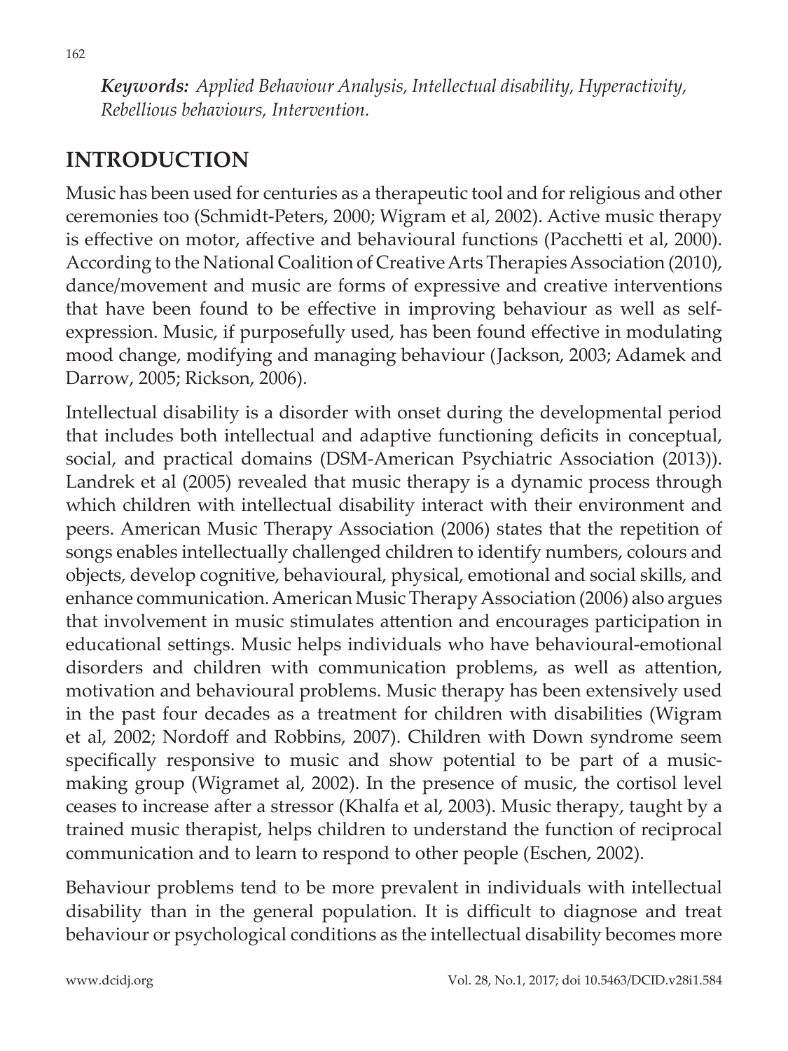***Keywords:** Applied Behaviour Analysis, Intellectual disability, Hyperactivity, Rebellious behaviours, Intervention.*

## INTRODUCTION

Music has been used for centuries as a therapeutic tool and for religious and other ceremonies too (Schmidt-Peters, 2000; Wigram et al, 2002). Active music therapy is effective on motor, affective and behavioural functions (Pacchetti et al, 2000). According to the National Coalition of Creative Arts Therapies Association (2010), dance/movement and music are forms of expressive and creative interventions that have been found to be effective in improving behaviour as well as self-expression. Music, if purposefully used, has been found effective in modulating mood change, modifying and managing behaviour (Jackson, 2003; Adamek and Darrow, 2005; Rickson, 2006).

Intellectual disability is a disorder with onset during the developmental period that includes both intellectual and adaptive functioning deficits in conceptual, social, and practical domains (DSM-American Psychiatric Association (2013)). Landrek et al (2005) revealed that music therapy is a dynamic process through which children with intellectual disability interact with their environment and peers. American Music Therapy Association (2006) states that the repetition of songs enables intellectually challenged children to identify numbers, colours and objects, develop cognitive, behavioural, physical, emotional and social skills, and enhance communication. American Music Therapy Association (2006) also argues that involvement in music stimulates attention and encourages participation in educational settings. Music helps individuals who have behavioural-emotional disorders and children with communication problems, as well as attention, motivation and behavioural problems. Music therapy has been extensively used in the past four decades as a treatment for children with disabilities (Wigram et al, 2002; Nordoff and Robbins, 2007). Children with Down syndrome seem specifically responsive to music and show potential to be part of a music-making group (Wigramet al, 2002). In the presence of music, the cortisol level ceases to increase after a stressor (Khalfa et al, 2003). Music therapy, taught by a trained music therapist, helps children to understand the function of reciprocal communication and to learn to respond to other people (Eschen, 2002).

Behaviour problems tend to be more prevalent in individuals with intellectual disability than in the general population. It is difficult to diagnose and treat behaviour or psychological conditions as the intellectual disability becomes more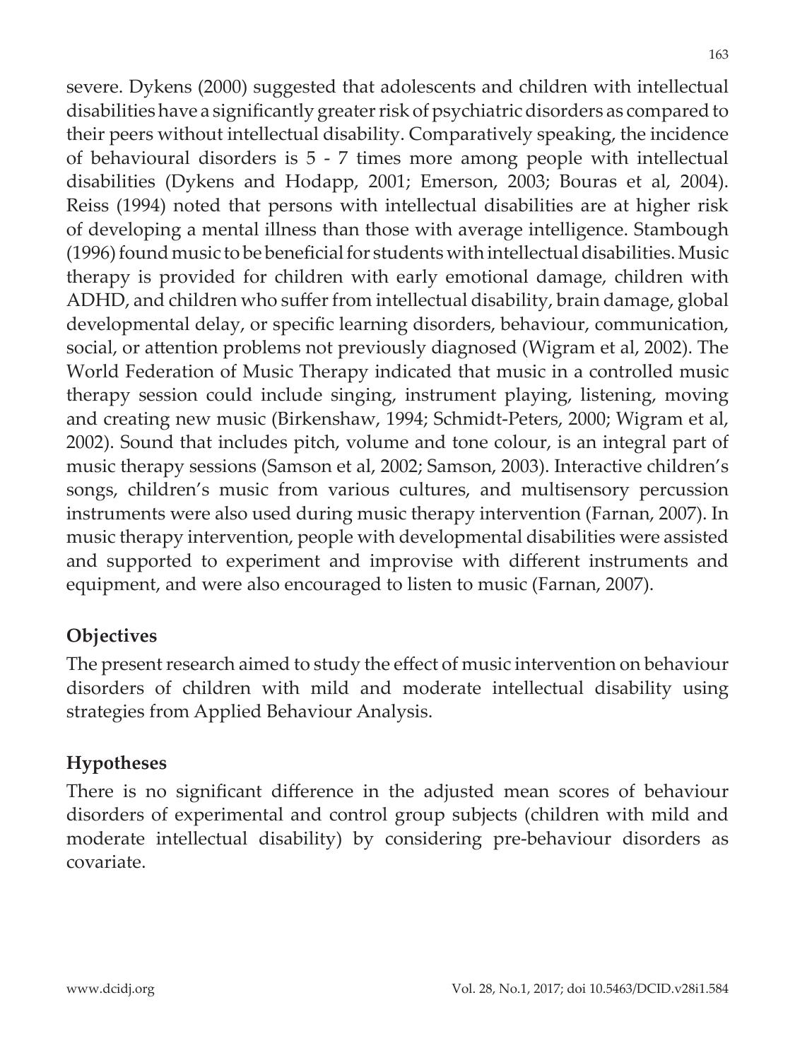severe. Dykens (2000) suggested that adolescents and children with intellectual disabilities have a significantly greater risk of psychiatric disorders as compared to their peers without intellectual disability. Comparatively speaking, the incidence of behavioural disorders is 5 - 7 times more among people with intellectual disabilities (Dykens and Hodapp, 2001; Emerson, 2003; Bouras et al, 2004). Reiss (1994) noted that persons with intellectual disabilities are at higher risk of developing a mental illness than those with average intelligence. Stambough (1996) found music to be beneficial for students with intellectual disabilities. Music therapy is provided for children with early emotional damage, children with ADHD, and children who suffer from intellectual disability, brain damage, global developmental delay, or specific learning disorders, behaviour, communication, social, or attention problems not previously diagnosed (Wigram et al, 2002). The World Federation of Music Therapy indicated that music in a controlled music therapy session could include singing, instrument playing, listening, moving and creating new music (Birkenshaw, 1994; Schmidt-Peters, 2000; Wigram et al, 2002). Sound that includes pitch, volume and tone colour, is an integral part of music therapy sessions (Samson et al, 2002; Samson, 2003). Interactive children's songs, children's music from various cultures, and multisensory percussion instruments were also used during music therapy intervention (Farnan, 2007). In music therapy intervention, people with developmental disabilities were assisted and supported to experiment and improvise with different instruments and equipment, and were also encouraged to listen to music (Farnan, 2007).

## Objectives

The present research aimed to study the effect of music intervention on behaviour disorders of children with mild and moderate intellectual disability using strategies from Applied Behaviour Analysis.

## Hypotheses

There is no significant difference in the adjusted mean scores of behaviour disorders of experimental and control group subjects (children with mild and moderate intellectual disability) by considering pre-behaviour disorders as covariate.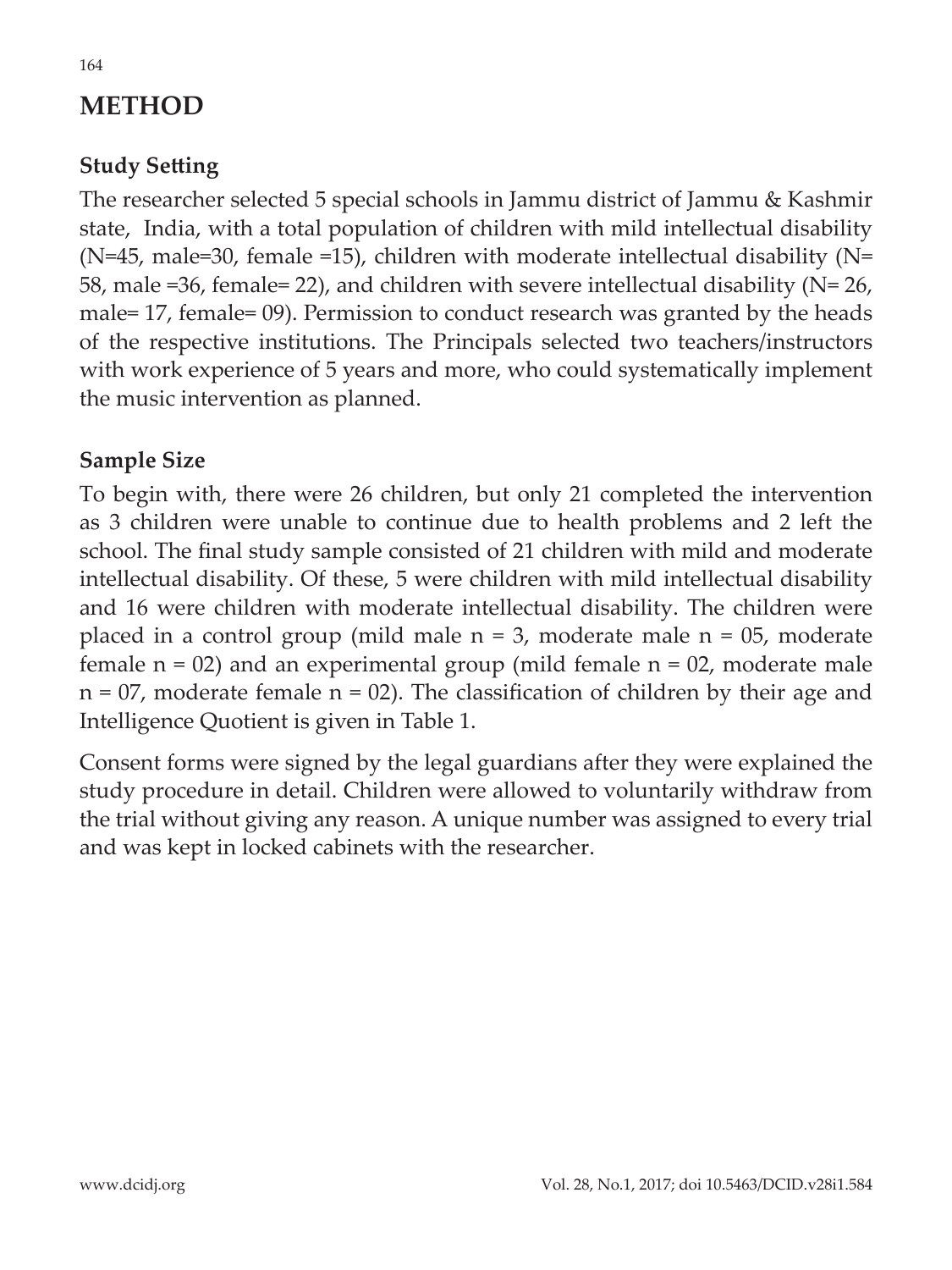# METHOD

## Study Setting

The researcher selected 5 special schools in Jammu district of Jammu & Kashmir state, India, with a total population of children with mild intellectual disability (N=45, male=30, female =15), children with moderate intellectual disability (N= 58, male =36, female= 22), and children with severe intellectual disability (N= 26, male= 17, female= 09). Permission to conduct research was granted by the heads of the respective institutions. The Principals selected two teachers/instructors with work experience of 5 years and more, who could systematically implement the music intervention as planned.

## Sample Size

To begin with, there were 26 children, but only 21 completed the intervention as 3 children were unable to continue due to health problems and 2 left the school. The final study sample consisted of 21 children with mild and moderate intellectual disability. Of these, 5 were children with mild intellectual disability and 16 were children with moderate intellectual disability. The children were placed in a control group (mild male n = 3, moderate male n = 05, moderate female n = 02) and an experimental group (mild female n = 02, moderate male n = 07, moderate female n = 02). The classification of children by their age and Intelligence Quotient is given in Table 1.

Consent forms were signed by the legal guardians after they were explained the study procedure in detail. Children were allowed to voluntarily withdraw from the trial without giving any reason. A unique number was assigned to every trial and was kept in locked cabinets with the researcher.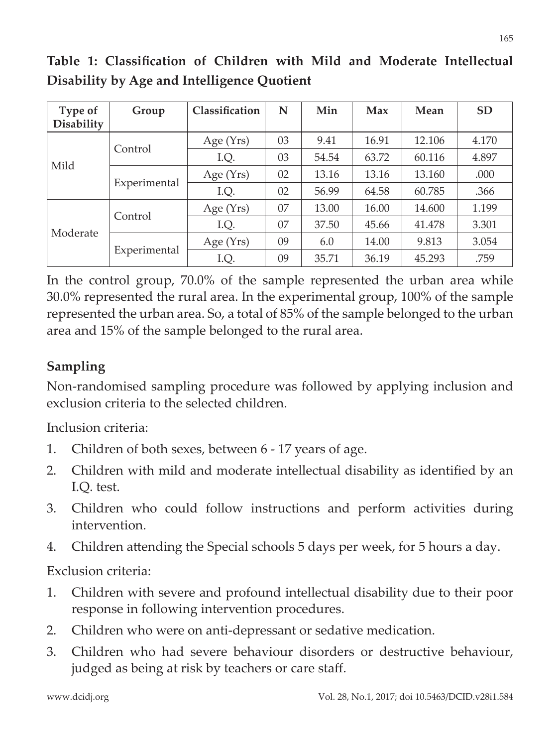**Table 1: Classification of Children with Mild and Moderate Intellectual Disability by Age and Intelligence Quotient**

| Type of Disability | Group | Classification | N | Min | Max | Mean | SD |
|---|---|---|---|---|---|---|---|
| Mild | Control | Age (Yrs) | 03 | 9.41 | 16.91 | 12.106 | 4.170 |
| | | I.Q. | 03 | 54.54 | 63.72 | 60.116 | 4.897 |
| | Experimental | Age (Yrs) | 02 | 13.16 | 13.16 | 13.160 | .000 |
| | | I.Q. | 02 | 56.99 | 64.58 | 60.785 | .366 |
| Moderate | Control | Age (Yrs) | 07 | 13.00 | 16.00 | 14.600 | 1.199 |
| | | I.Q. | 07 | 37.50 | 45.66 | 41.478 | 3.301 |
| | Experimental | Age (Yrs) | 09 | 6.0 | 14.00 | 9.813 | 3.054 |
| | | I.Q. | 09 | 35.71 | 36.19 | 45.293 | .759 |

In the control group, 70.0% of the sample represented the urban area while 30.0% represented the rural area. In the experimental group, 100% of the sample represented the urban area. So, a total of 85% of the sample belonged to the urban area and 15% of the sample belonged to the rural area.

## Sampling

Non-randomised sampling procedure was followed by applying inclusion and exclusion criteria to the selected children.

Inclusion criteria:

1. Children of both sexes, between 6 - 17 years of age.
2. Children with mild and moderate intellectual disability as identified by an I.Q. test.
3. Children who could follow instructions and perform activities during intervention.
4. Children attending the Special schools 5 days per week, for 5 hours a day.

Exclusion criteria:

1. Children with severe and profound intellectual disability due to their poor response in following intervention procedures.
2. Children who were on anti-depressant or sedative medication.
3. Children who had severe behaviour disorders or destructive behaviour, judged as being at risk by teachers or care staff.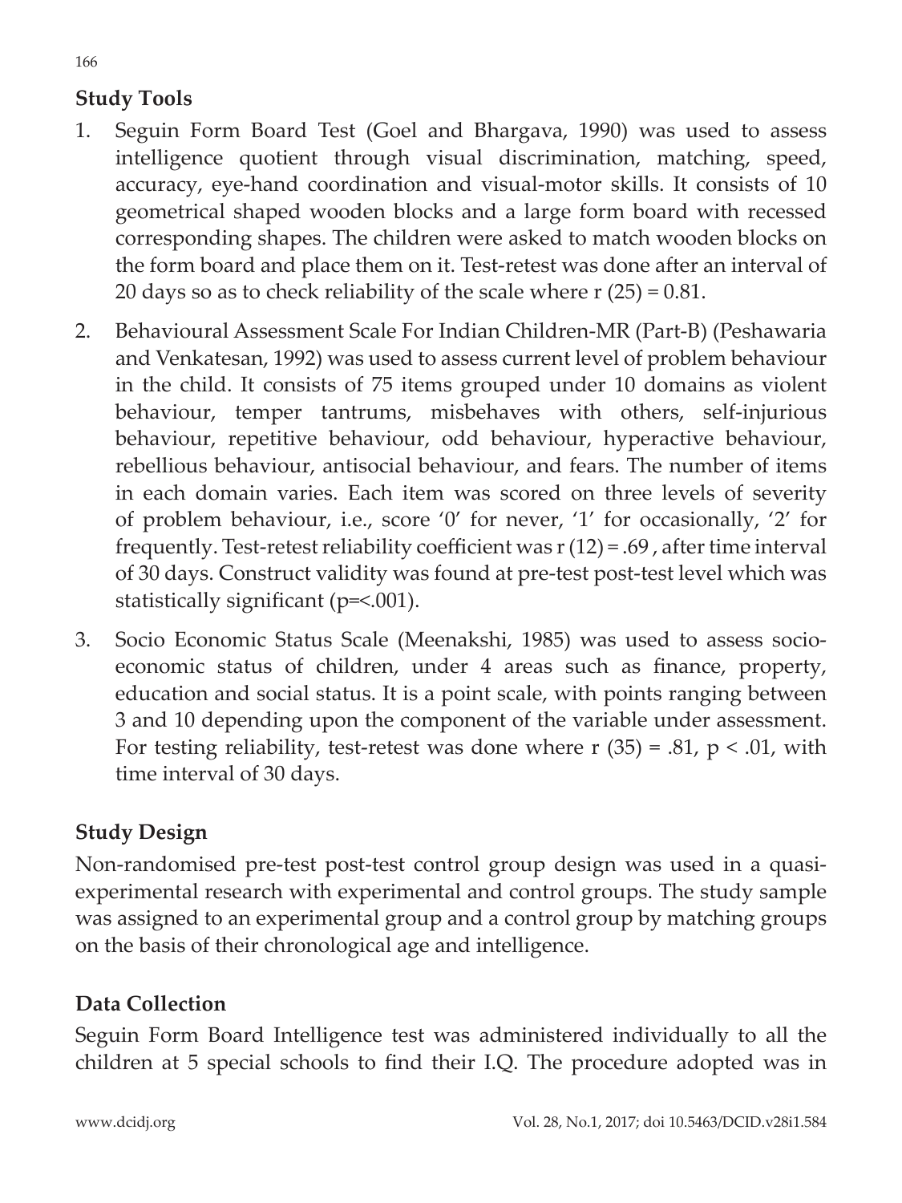## Study Tools

1. Seguin Form Board Test (Goel and Bhargava, 1990) was used to assess intelligence quotient through visual discrimination, matching, speed, accuracy, eye-hand coordination and visual-motor skills. It consists of 10 geometrical shaped wooden blocks and a large form board with recessed corresponding shapes. The children were asked to match wooden blocks on the form board and place them on it. Test-retest was done after an interval of 20 days so as to check reliability of the scale where $r\ (25) = 0.81$.

2. Behavioural Assessment Scale For Indian Children-MR (Part-B) (Peshawaria and Venkatesan, 1992) was used to assess current level of problem behaviour in the child. It consists of 75 items grouped under 10 domains as violent behaviour, temper tantrums, misbehaves with others, self-injurious behaviour, repetitive behaviour, odd behaviour, hyperactive behaviour, rebellious behaviour, antisocial behaviour, and fears. The number of items in each domain varies. Each item was scored on three levels of severity of problem behaviour, i.e., score '0' for never, '1' for occasionally, '2' for frequently. Test-retest reliability coefficient was $r\ (12) = .69$ , after time interval of 30 days. Construct validity was found at pre-test post-test level which was statistically significant ($p=<.001$).

3. Socio Economic Status Scale (Meenakshi, 1985) was used to assess socio-economic status of children, under 4 areas such as finance, property, education and social status. It is a point scale, with points ranging between 3 and 10 depending upon the component of the variable under assessment. For testing reliability, test-retest was done where $r\ (35) = .81$, $p < .01$, with time interval of 30 days.

## Study Design

Non-randomised pre-test post-test control group design was used in a quasi-experimental research with experimental and control groups. The study sample was assigned to an experimental group and a control group by matching groups on the basis of their chronological age and intelligence.

## Data Collection

Seguin Form Board Intelligence test was administered individually to all the children at 5 special schools to find their I.Q. The procedure adopted was in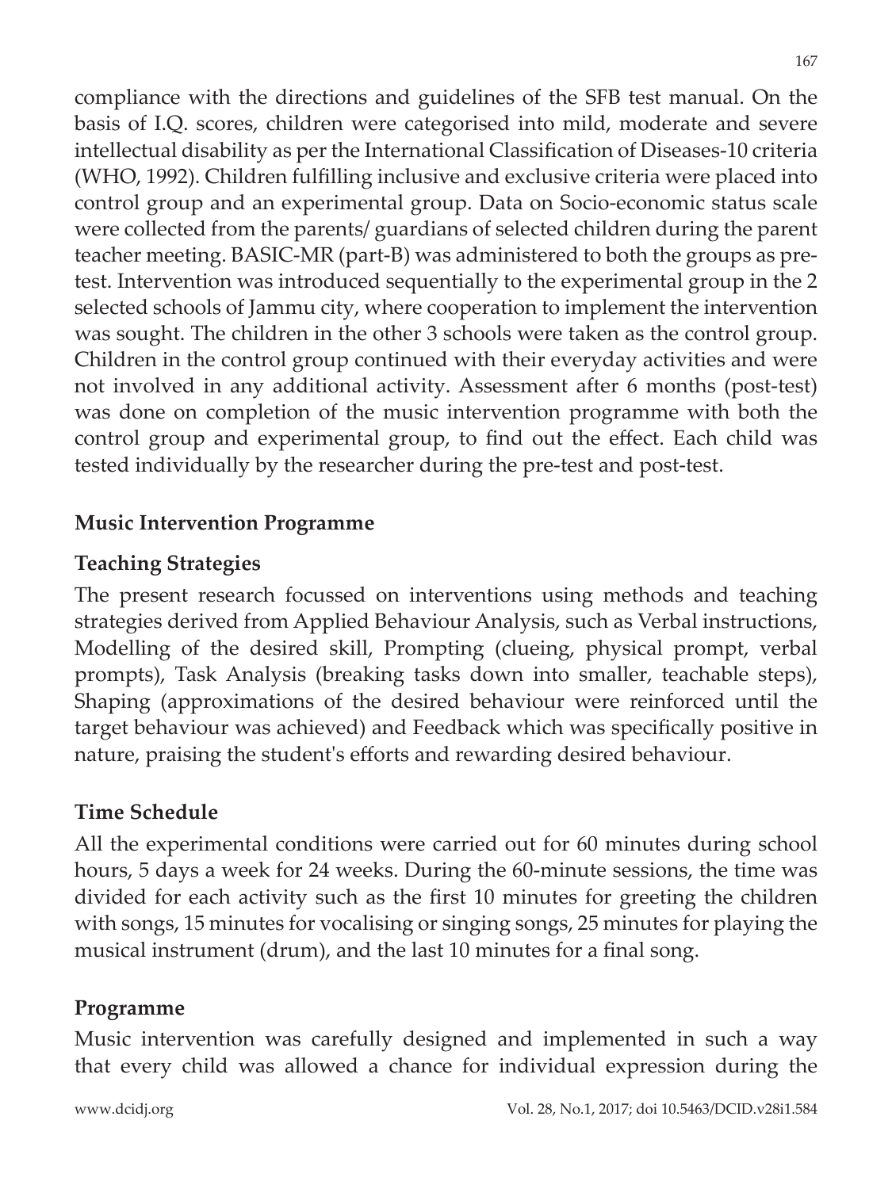compliance with the directions and guidelines of the SFB test manual. On the basis of I.Q. scores, children were categorised into mild, moderate and severe intellectual disability as per the International Classification of Diseases-10 criteria (WHO, 1992). Children fulfilling inclusive and exclusive criteria were placed into control group and an experimental group. Data on Socio-economic status scale were collected from the parents/ guardians of selected children during the parent teacher meeting. BASIC-MR (part-B) was administered to both the groups as pre-test. Intervention was introduced sequentially to the experimental group in the 2 selected schools of Jammu city, where cooperation to implement the intervention was sought. The children in the other 3 schools were taken as the control group. Children in the control group continued with their everyday activities and were not involved in any additional activity. Assessment after 6 months (post-test) was done on completion of the music intervention programme with both the control group and experimental group, to find out the effect. Each child was tested individually by the researcher during the pre-test and post-test.

## Music Intervention Programme

### Teaching Strategies

The present research focussed on interventions using methods and teaching strategies derived from Applied Behaviour Analysis, such as Verbal instructions, Modelling of the desired skill, Prompting (clueing, physical prompt, verbal prompts), Task Analysis (breaking tasks down into smaller, teachable steps), Shaping (approximations of the desired behaviour were reinforced until the target behaviour was achieved) and Feedback which was specifically positive in nature, praising the student's efforts and rewarding desired behaviour.

### Time Schedule

All the experimental conditions were carried out for 60 minutes during school hours, 5 days a week for 24 weeks. During the 60-minute sessions, the time was divided for each activity such as the first 10 minutes for greeting the children with songs, 15 minutes for vocalising or singing songs, 25 minutes for playing the musical instrument (drum), and the last 10 minutes for a final song.

### Programme

Music intervention was carefully designed and implemented in such a way that every child was allowed a chance for individual expression during the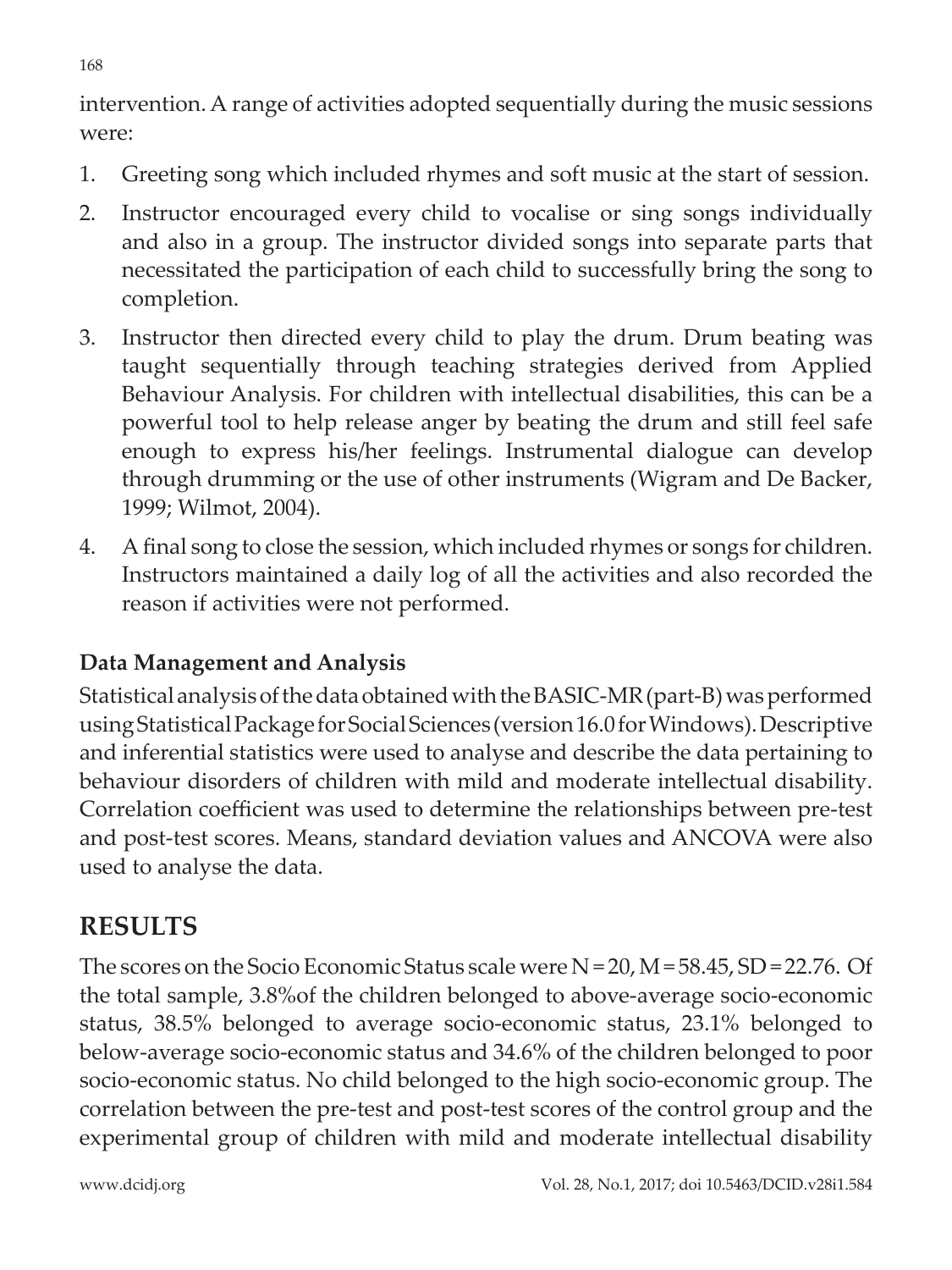intervention. A range of activities adopted sequentially during the music sessions were:

1. Greeting song which included rhymes and soft music at the start of session.
2. Instructor encouraged every child to vocalise or sing songs individually and also in a group. The instructor divided songs into separate parts that necessitated the participation of each child to successfully bring the song to completion.
3. Instructor then directed every child to play the drum. Drum beating was taught sequentially through teaching strategies derived from Applied Behaviour Analysis. For children with intellectual disabilities, this can be a powerful tool to help release anger by beating the drum and still feel safe enough to express his/her feelings. Instrumental dialogue can develop through drumming or the use of other instruments (Wigram and De Backer, 1999; Wilmot, 2004).
4. A final song to close the session, which included rhymes or songs for children. Instructors maintained a daily log of all the activities and also recorded the reason if activities were not performed.

### Data Management and Analysis

Statistical analysis of the data obtained with the BASIC-MR (part-B) was performed using Statistical Package for Social Sciences (version 16.0 for Windows). Descriptive and inferential statistics were used to analyse and describe the data pertaining to behaviour disorders of children with mild and moderate intellectual disability. Correlation coefficient was used to determine the relationships between pre-test and post-test scores. Means, standard deviation values and ANCOVA were also used to analyse the data.

## RESULTS

The scores on the Socio Economic Status scale were N = 20, M = 58.45, SD = 22.76. Of the total sample, 3.8%of the children belonged to above-average socio-economic status, 38.5% belonged to average socio-economic status, 23.1% belonged to below-average socio-economic status and 34.6% of the children belonged to poor socio-economic status. No child belonged to the high socio-economic group. The correlation between the pre-test and post-test scores of the control group and the experimental group of children with mild and moderate intellectual disability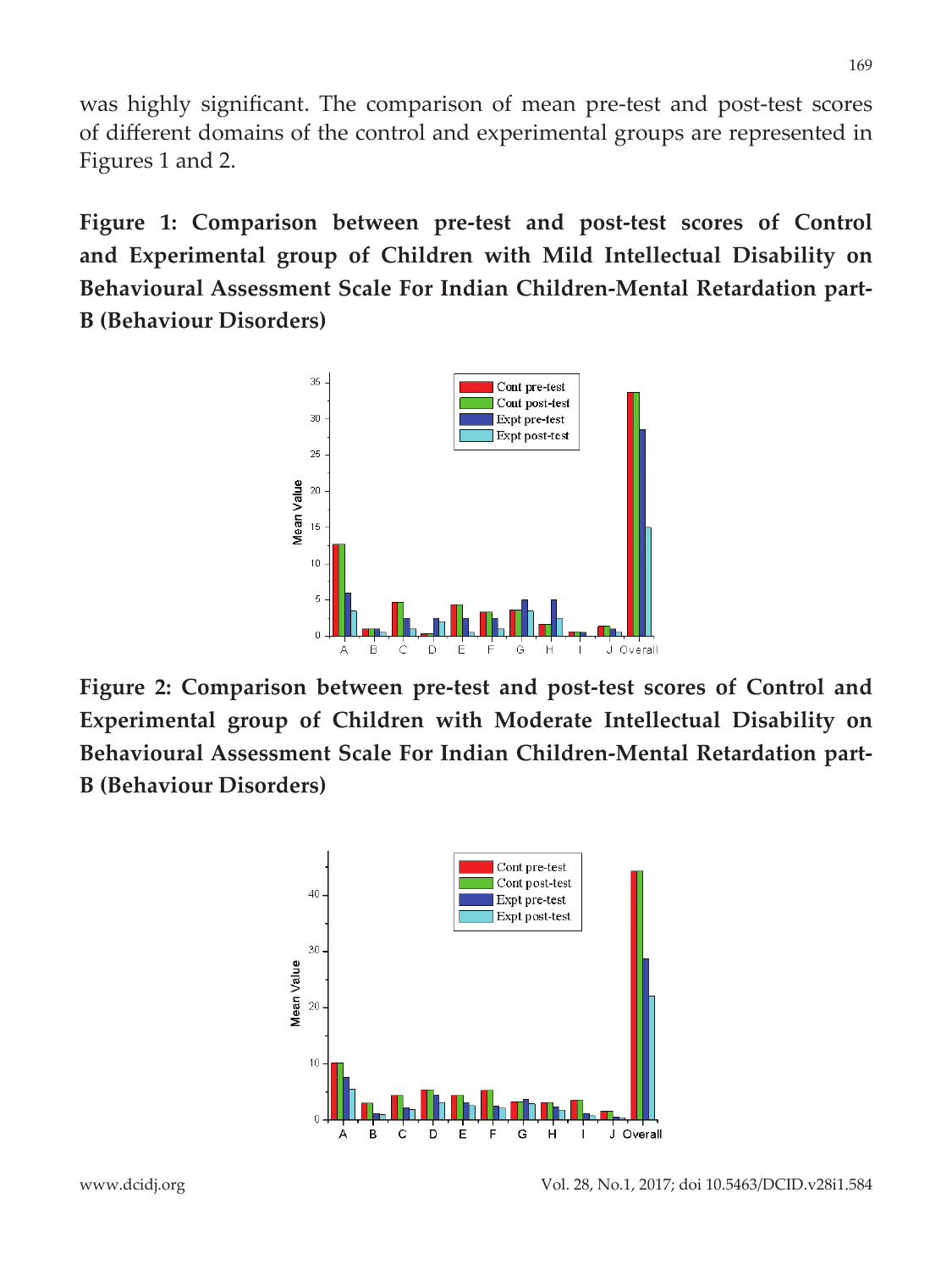was highly significant. The comparison of mean pre-test and post-test scores of different domains of the control and experimental groups are represented in Figures 1 and 2.

**Figure 1: Comparison between pre-test and post-test scores of Control and Experimental group of Children with Mild Intellectual Disability on Behavioural Assessment Scale For Indian Children-Mental Retardation part-B (Behaviour Disorders)**

**Figure 2: Comparison between pre-test and post-test scores of Control and Experimental group of Children with Moderate Intellectual Disability on Behavioural Assessment Scale For Indian Children-Mental Retardation part-B (Behaviour Disorders)**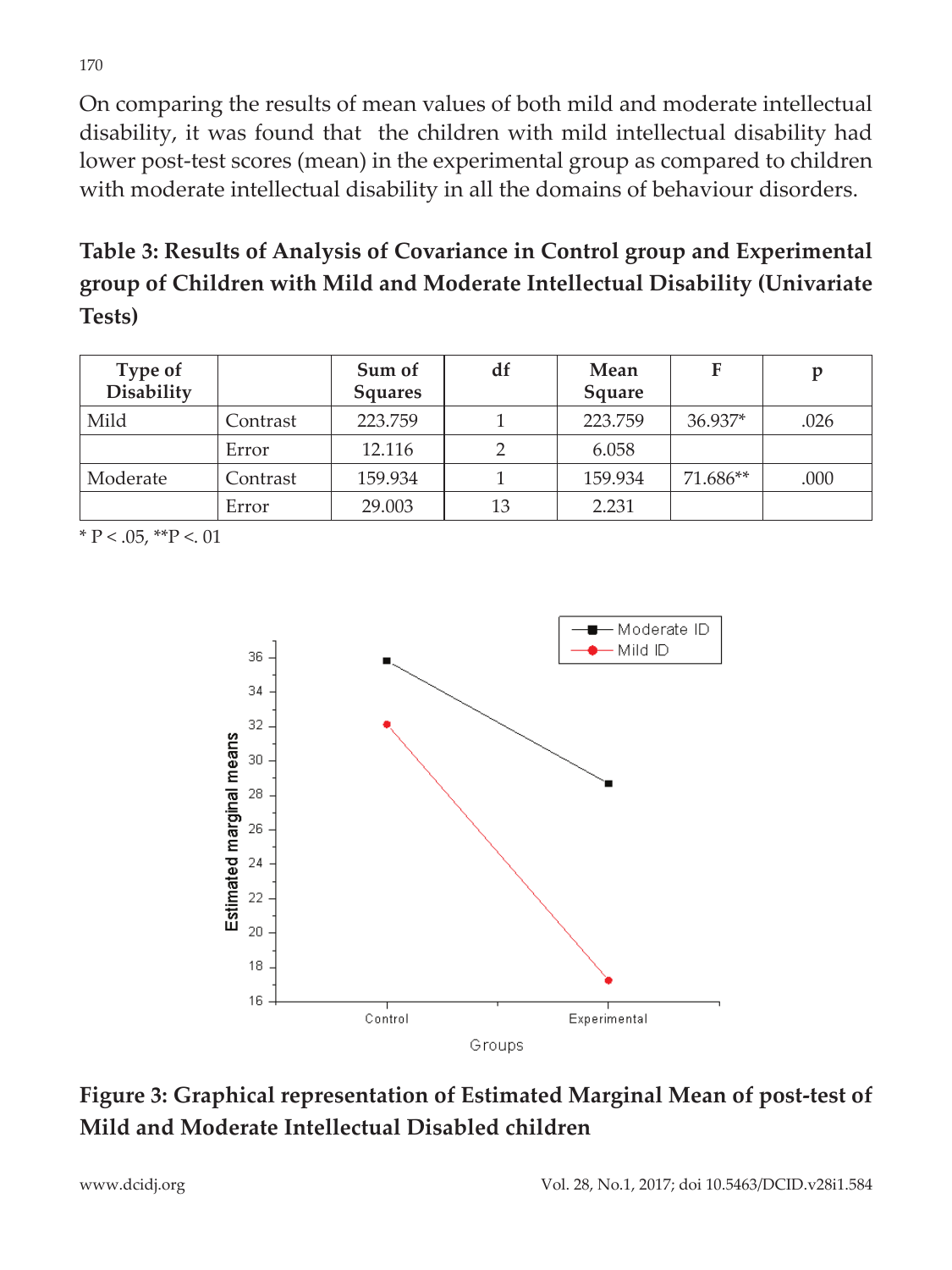On comparing the results of mean values of both mild and moderate intellectual disability, it was found that the children with mild intellectual disability had lower post-test scores (mean) in the experimental group as compared to children with moderate intellectual disability in all the domains of behaviour disorders.

**Table 3: Results of Analysis of Covariance in Control group and Experimental group of Children with Mild and Moderate Intellectual Disability (Univariate Tests)**

| Type of Disability | | Sum of Squares | df | Mean Square | F | p |
|---|---|---|---|---|---|---|
| Mild | Contrast | 223.759 | 1 | 223.759 | 36.937* | .026 |
| | Error | 12.116 | 2 | 6.058 | | |
| Moderate | Contrast | 159.934 | 1 | 159.934 | 71.686** | .000 |
| | Error | 29.003 | 13 | 2.231 | | |

* P < .05, **P <. 01

**Figure 3: Graphical representation of Estimated Marginal Mean of post-test of Mild and Moderate Intellectual Disabled children**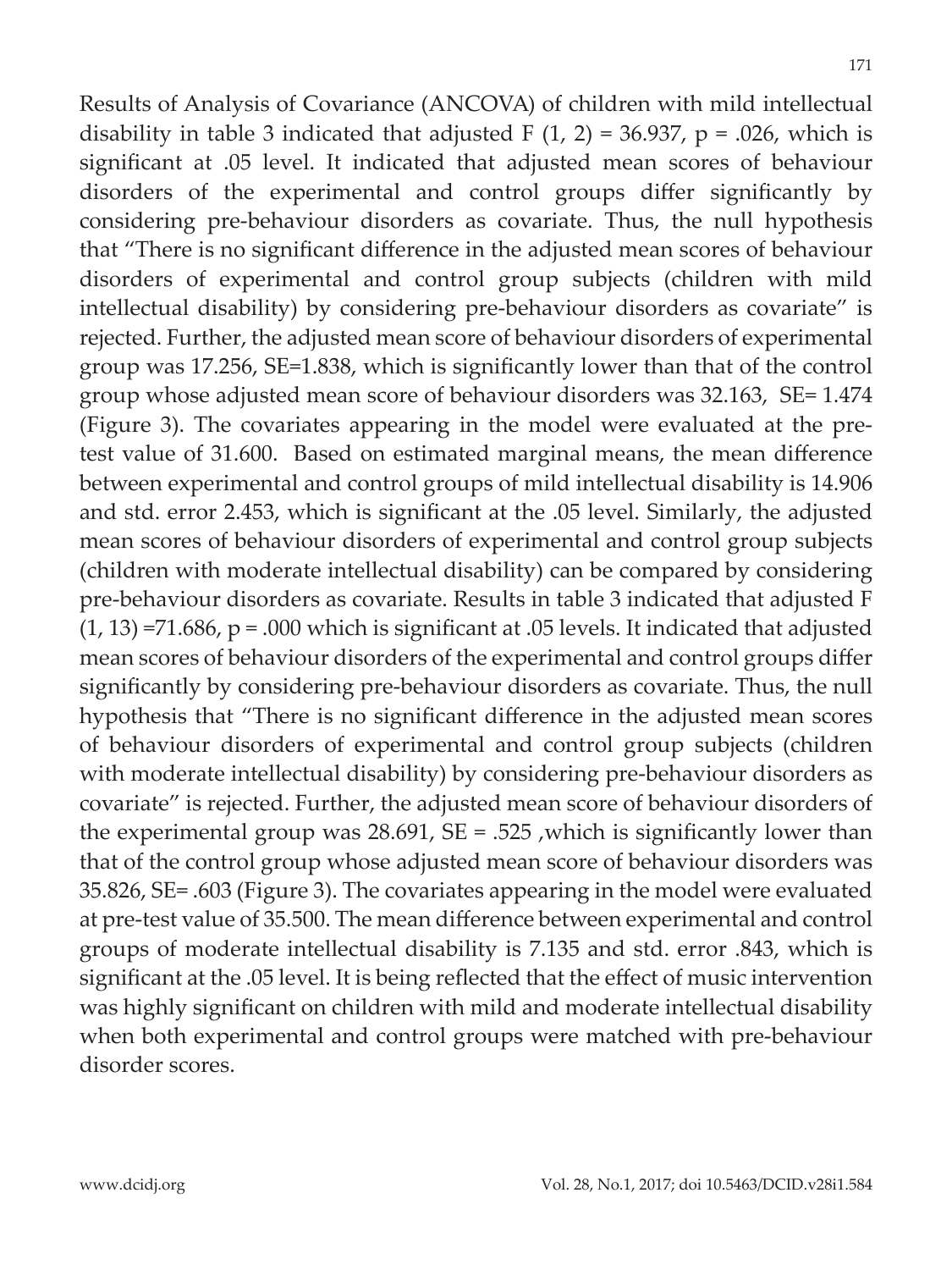Results of Analysis of Covariance (ANCOVA) of children with mild intellectual disability in table 3 indicated that adjusted $F(1, 2) = 36.937$, $p = .026$, which is significant at .05 level. It indicated that adjusted mean scores of behaviour disorders of the experimental and control groups differ significantly by considering pre-behaviour disorders as covariate. Thus, the null hypothesis that "There is no significant difference in the adjusted mean scores of behaviour disorders of experimental and control group subjects (children with mild intellectual disability) by considering pre-behaviour disorders as covariate" is rejected. Further, the adjusted mean score of behaviour disorders of experimental group was 17.256, SE=1.838, which is significantly lower than that of the control group whose adjusted mean score of behaviour disorders was 32.163, SE= 1.474 (Figure 3). The covariates appearing in the model were evaluated at the pre-test value of 31.600. Based on estimated marginal means, the mean difference between experimental and control groups of mild intellectual disability is 14.906 and std. error 2.453, which is significant at the .05 level. Similarly, the adjusted mean scores of behaviour disorders of experimental and control group subjects (children with moderate intellectual disability) can be compared by considering pre-behaviour disorders as covariate. Results in table 3 indicated that adjusted $F(1, 13) = 71.686$, $p = .000$ which is significant at .05 levels. It indicated that adjusted mean scores of behaviour disorders of the experimental and control groups differ significantly by considering pre-behaviour disorders as covariate. Thus, the null hypothesis that "There is no significant difference in the adjusted mean scores of behaviour disorders of experimental and control group subjects (children with moderate intellectual disability) by considering pre-behaviour disorders as covariate" is rejected. Further, the adjusted mean score of behaviour disorders of the experimental group was 28.691, SE = .525 ,which is significantly lower than that of the control group whose adjusted mean score of behaviour disorders was 35.826, SE= .603 (Figure 3). The covariates appearing in the model were evaluated at pre-test value of 35.500. The mean difference between experimental and control groups of moderate intellectual disability is 7.135 and std. error .843, which is significant at the .05 level. It is being reflected that the effect of music intervention was highly significant on children with mild and moderate intellectual disability when both experimental and control groups were matched with pre-behaviour disorder scores.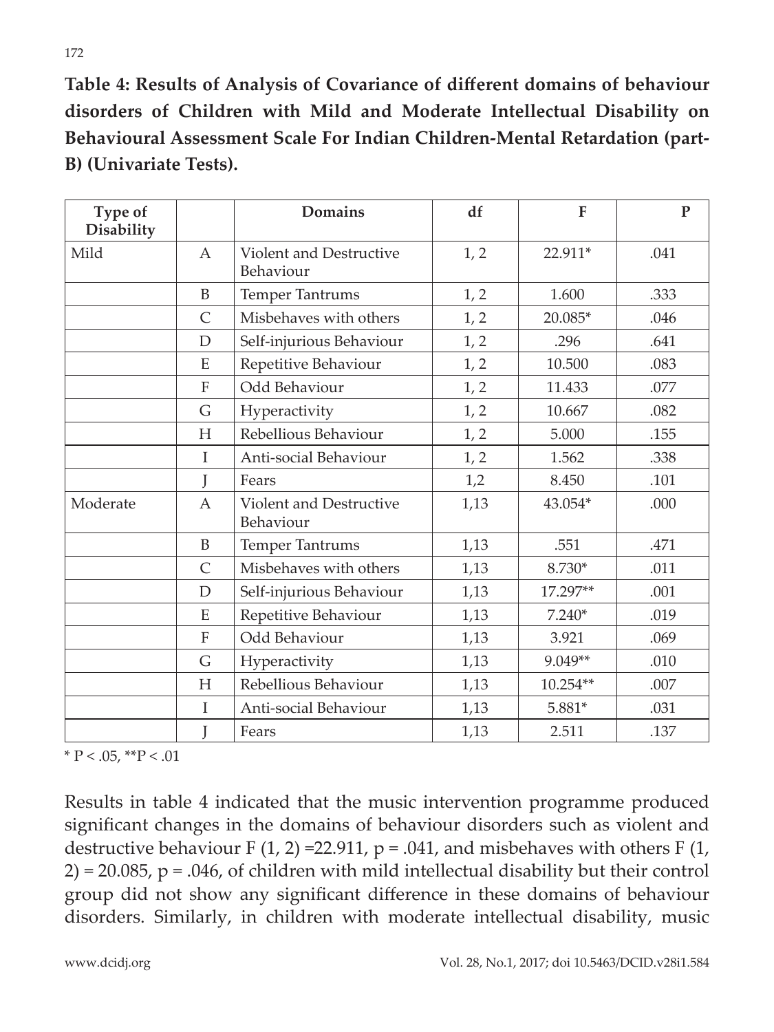**Table 4: Results of Analysis of Covariance of different domains of behaviour disorders of Children with Mild and Moderate Intellectual Disability on Behavioural Assessment Scale For Indian Children-Mental Retardation (part-B) (Univariate Tests).**

| Type of Disability | | Domains | df | F | P |
|---|---|---|---|---|---|
| Mild | A | Violent and Destructive Behaviour | 1, 2 | 22.911* | .041 |
| | B | Temper Tantrums | 1, 2 | 1.600 | .333 |
| | C | Misbehaves with others | 1, 2 | 20.085* | .046 |
| | D | Self-injurious Behaviour | 1, 2 | .296 | .641 |
| | E | Repetitive Behaviour | 1, 2 | 10.500 | .083 |
| | F | Odd Behaviour | 1, 2 | 11.433 | .077 |
| | G | Hyperactivity | 1, 2 | 10.667 | .082 |
| | H | Rebellious Behaviour | 1, 2 | 5.000 | .155 |
| | I | Anti-social Behaviour | 1, 2 | 1.562 | .338 |
| | J | Fears | 1,2 | 8.450 | .101 |
| Moderate | A | Violent and Destructive Behaviour | 1,13 | 43.054* | .000 |
| | B | Temper Tantrums | 1,13 | .551 | .471 |
| | C | Misbehaves with others | 1,13 | 8.730* | .011 |
| | D | Self-injurious Behaviour | 1,13 | 17.297** | .001 |
| | E | Repetitive Behaviour | 1,13 | 7.240* | .019 |
| | F | Odd Behaviour | 1,13 | 3.921 | .069 |
| | G | Hyperactivity | 1,13 | 9.049** | .010 |
| | H | Rebellious Behaviour | 1,13 | 10.254** | .007 |
| | I | Anti-social Behaviour | 1,13 | 5.881* | .031 |
| | J | Fears | 1,13 | 2.511 | .137 |

* $P < .05$, ** $P < .01$

Results in table 4 indicated that the music intervention programme produced significant changes in the domains of behaviour disorders such as violent and destructive behaviour $F(1, 2) = 22.911$, $p = .041$, and misbehaves with others $F(1, 2) = 20.085$, $p = .046$, of children with mild intellectual disability but their control group did not show any significant difference in these domains of behaviour disorders. Similarly, in children with moderate intellectual disability, music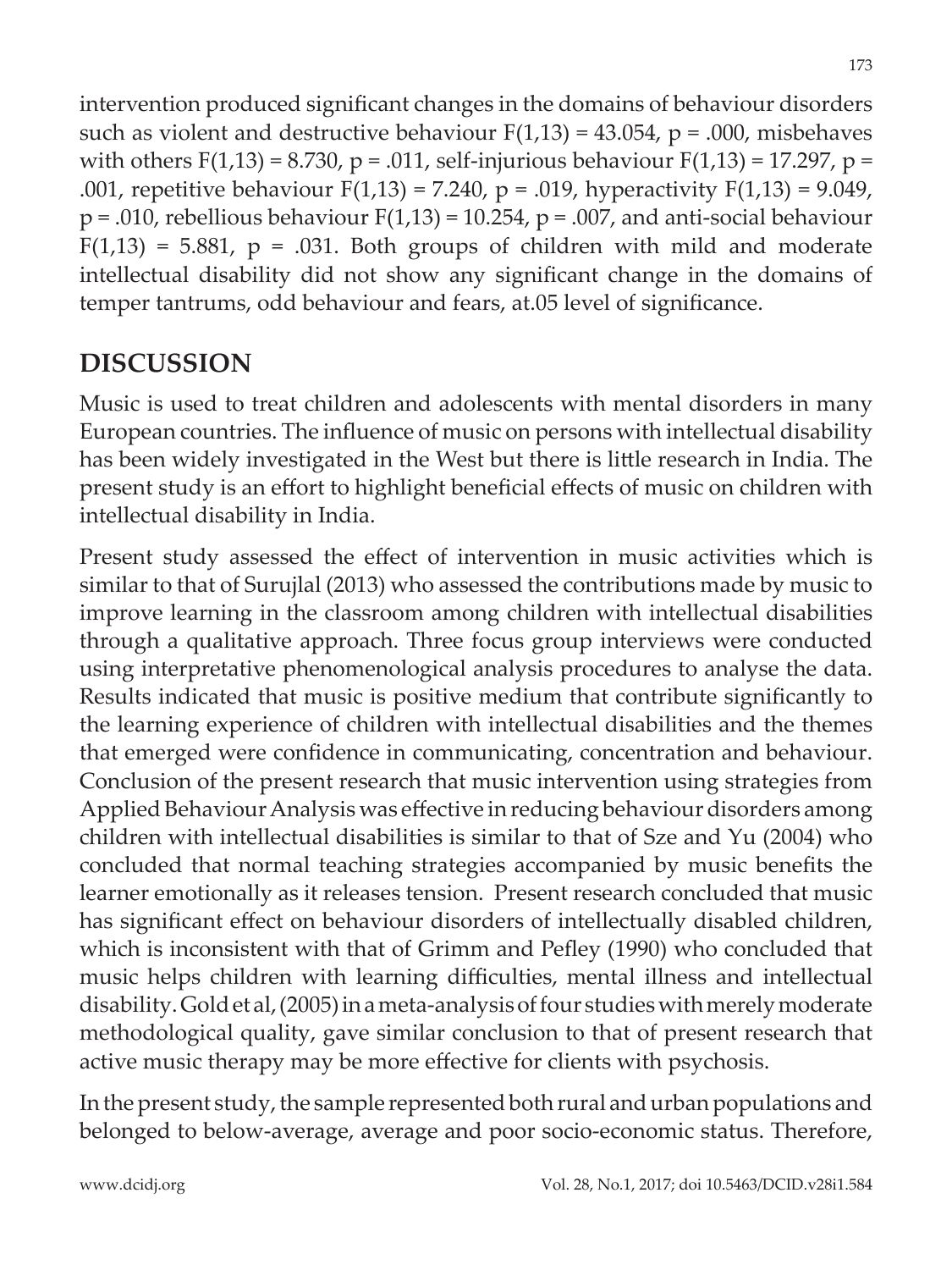intervention produced significant changes in the domains of behaviour disorders such as violent and destructive behaviour $F(1,13) = 43.054$, $p = .000$, misbehaves with others $F(1,13) = 8.730$, $p = .011$, self-injurious behaviour $F(1,13) = 17.297$, $p = .001$, repetitive behaviour $F(1,13) = 7.240$, $p = .019$, hyperactivity $F(1,13) = 9.049$, $p = .010$, rebellious behaviour $F(1,13) = 10.254$, $p = .007$, and anti-social behaviour $F(1,13) = 5.881$, $p = .031$. Both groups of children with mild and moderate intellectual disability did not show any significant change in the domains of temper tantrums, odd behaviour and fears, at.05 level of significance.

## DISCUSSION

Music is used to treat children and adolescents with mental disorders in many European countries. The influence of music on persons with intellectual disability has been widely investigated in the West but there is little research in India. The present study is an effort to highlight beneficial effects of music on children with intellectual disability in India.

Present study assessed the effect of intervention in music activities which is similar to that of Surujlal (2013) who assessed the contributions made by music to improve learning in the classroom among children with intellectual disabilities through a qualitative approach. Three focus group interviews were conducted using interpretative phenomenological analysis procedures to analyse the data. Results indicated that music is positive medium that contribute significantly to the learning experience of children with intellectual disabilities and the themes that emerged were confidence in communicating, concentration and behaviour. Conclusion of the present research that music intervention using strategies from Applied Behaviour Analysis was effective in reducing behaviour disorders among children with intellectual disabilities is similar to that of Sze and Yu (2004) who concluded that normal teaching strategies accompanied by music benefits the learner emotionally as it releases tension. Present research concluded that music has significant effect on behaviour disorders of intellectually disabled children, which is inconsistent with that of Grimm and Pefley (1990) who concluded that music helps children with learning difficulties, mental illness and intellectual disability. Gold et al, (2005) in a meta-analysis of four studies with merely moderate methodological quality, gave similar conclusion to that of present research that active music therapy may be more effective for clients with psychosis.

In the present study, the sample represented both rural and urban populations and belonged to below-average, average and poor socio-economic status. Therefore,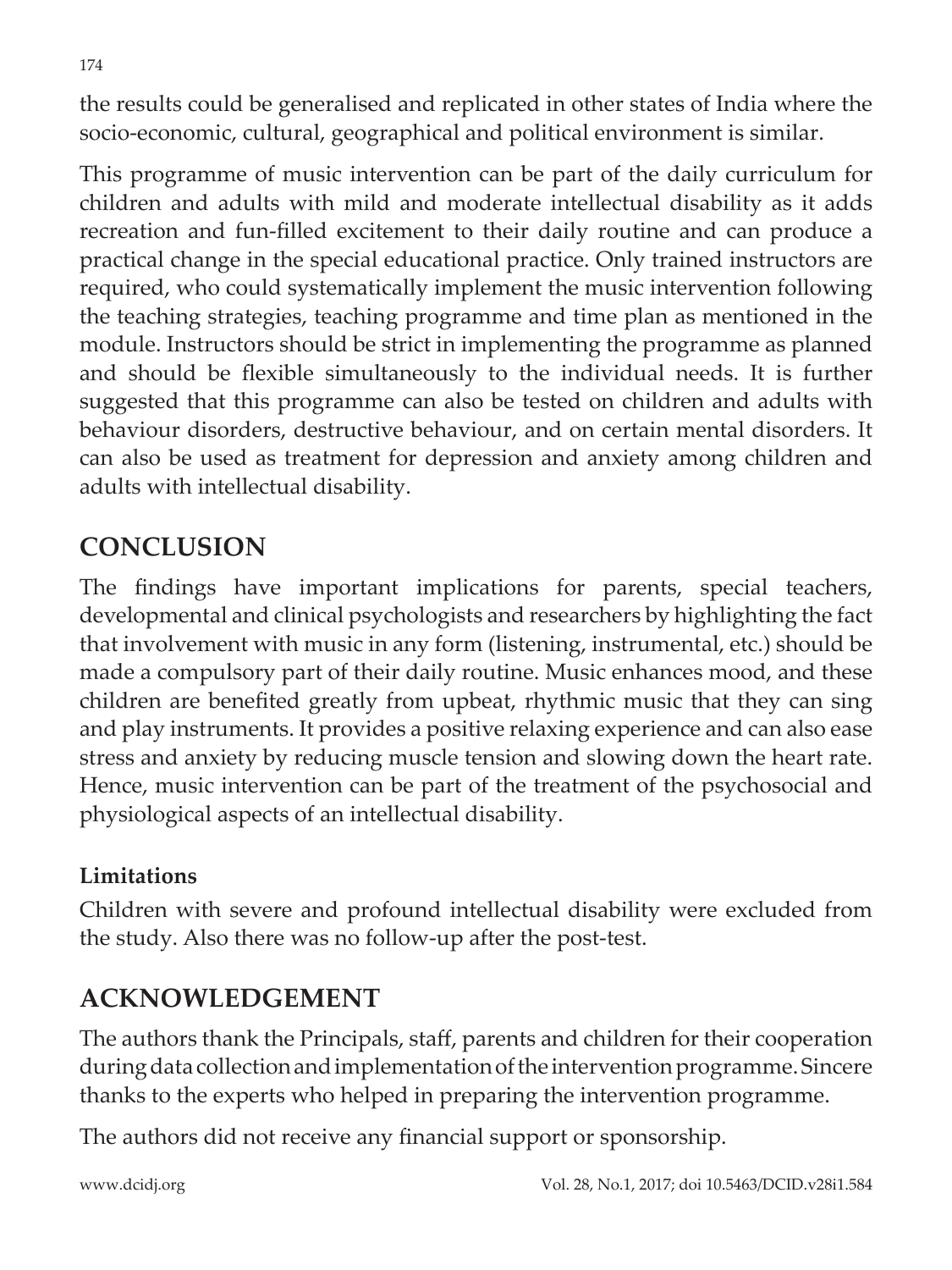the results could be generalised and replicated in other states of India where the socio-economic, cultural, geographical and political environment is similar.

This programme of music intervention can be part of the daily curriculum for children and adults with mild and moderate intellectual disability as it adds recreation and fun-filled excitement to their daily routine and can produce a practical change in the special educational practice. Only trained instructors are required, who could systematically implement the music intervention following the teaching strategies, teaching programme and time plan as mentioned in the module. Instructors should be strict in implementing the programme as planned and should be flexible simultaneously to the individual needs. It is further suggested that this programme can also be tested on children and adults with behaviour disorders, destructive behaviour, and on certain mental disorders. It can also be used as treatment for depression and anxiety among children and adults with intellectual disability.

## CONCLUSION

The findings have important implications for parents, special teachers, developmental and clinical psychologists and researchers by highlighting the fact that involvement with music in any form (listening, instrumental, etc.) should be made a compulsory part of their daily routine. Music enhances mood, and these children are benefited greatly from upbeat, rhythmic music that they can sing and play instruments. It provides a positive relaxing experience and can also ease stress and anxiety by reducing muscle tension and slowing down the heart rate. Hence, music intervention can be part of the treatment of the psychosocial and physiological aspects of an intellectual disability.

### Limitations

Children with severe and profound intellectual disability were excluded from the study. Also there was no follow-up after the post-test.

## ACKNOWLEDGEMENT

The authors thank the Principals, staff, parents and children for their cooperation during data collection and implementation of the intervention programme. Sincere thanks to the experts who helped in preparing the intervention programme.

The authors did not receive any financial support or sponsorship.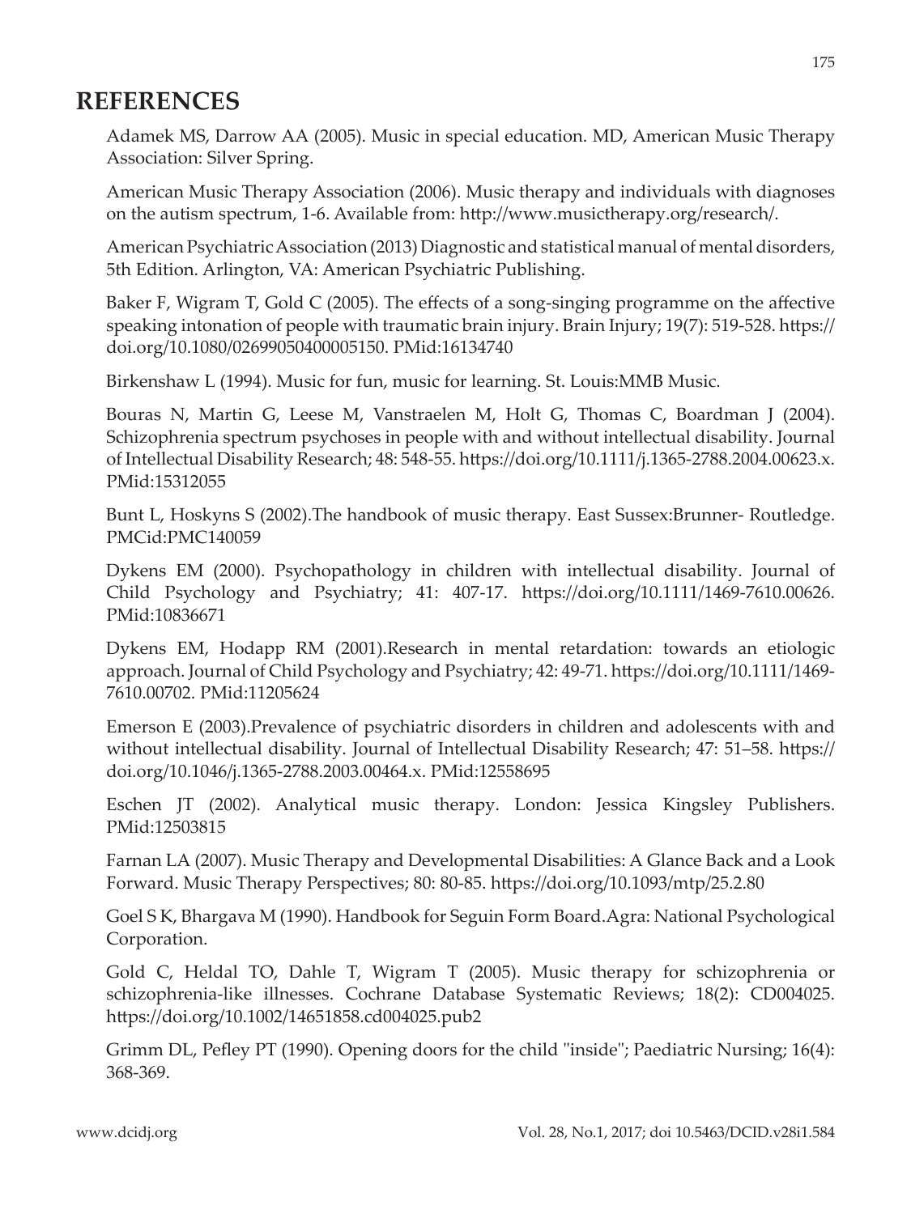## REFERENCES

Adamek MS, Darrow AA (2005). Music in special education. MD, American Music Therapy Association: Silver Spring.

American Music Therapy Association (2006). Music therapy and individuals with diagnoses on the autism spectrum, 1-6. Available from: http://www.musictherapy.org/research/.

American Psychiatric Association (2013) Diagnostic and statistical manual of mental disorders, 5th Edition. Arlington, VA: American Psychiatric Publishing.

Baker F, Wigram T, Gold C (2005). The effects of a song-singing programme on the affective speaking intonation of people with traumatic brain injury. Brain Injury; 19(7): 519-528. https://doi.org/10.1080/02699050400005150. PMid:16134740

Birkenshaw L (1994). Music for fun, music for learning. St. Louis:MMB Music.

Bouras N, Martin G, Leese M, Vanstraelen M, Holt G, Thomas C, Boardman J (2004). Schizophrenia spectrum psychoses in people with and without intellectual disability. Journal of Intellectual Disability Research; 48: 548-55. https://doi.org/10.1111/j.1365-2788.2004.00623.x. PMid:15312055

Bunt L, Hoskyns S (2002).The handbook of music therapy. East Sussex:Brunner- Routledge. PMCid:PMC140059

Dykens EM (2000). Psychopathology in children with intellectual disability. Journal of Child Psychology and Psychiatry; 41: 407-17. https://doi.org/10.1111/1469-7610.00626. PMid:10836671

Dykens EM, Hodapp RM (2001).Research in mental retardation: towards an etiologic approach. Journal of Child Psychology and Psychiatry; 42: 49-71. https://doi.org/10.1111/1469-7610.00702. PMid:11205624

Emerson E (2003).Prevalence of psychiatric disorders in children and adolescents with and without intellectual disability. Journal of Intellectual Disability Research; 47: 51–58. https://doi.org/10.1046/j.1365-2788.2003.00464.x. PMid:12558695

Eschen JT (2002). Analytical music therapy. London: Jessica Kingsley Publishers. PMid:12503815

Farnan LA (2007). Music Therapy and Developmental Disabilities: A Glance Back and a Look Forward. Music Therapy Perspectives; 80: 80-85. https://doi.org/10.1093/mtp/25.2.80

Goel S K, Bhargava M (1990). Handbook for Seguin Form Board.Agra: National Psychological Corporation.

Gold C, Heldal TO, Dahle T, Wigram T (2005). Music therapy for schizophrenia or schizophrenia-like illnesses. Cochrane Database Systematic Reviews; 18(2): CD004025. https://doi.org/10.1002/14651858.cd004025.pub2

Grimm DL, Pefley PT (1990). Opening doors for the child "inside"; Paediatric Nursing; 16(4): 368-369.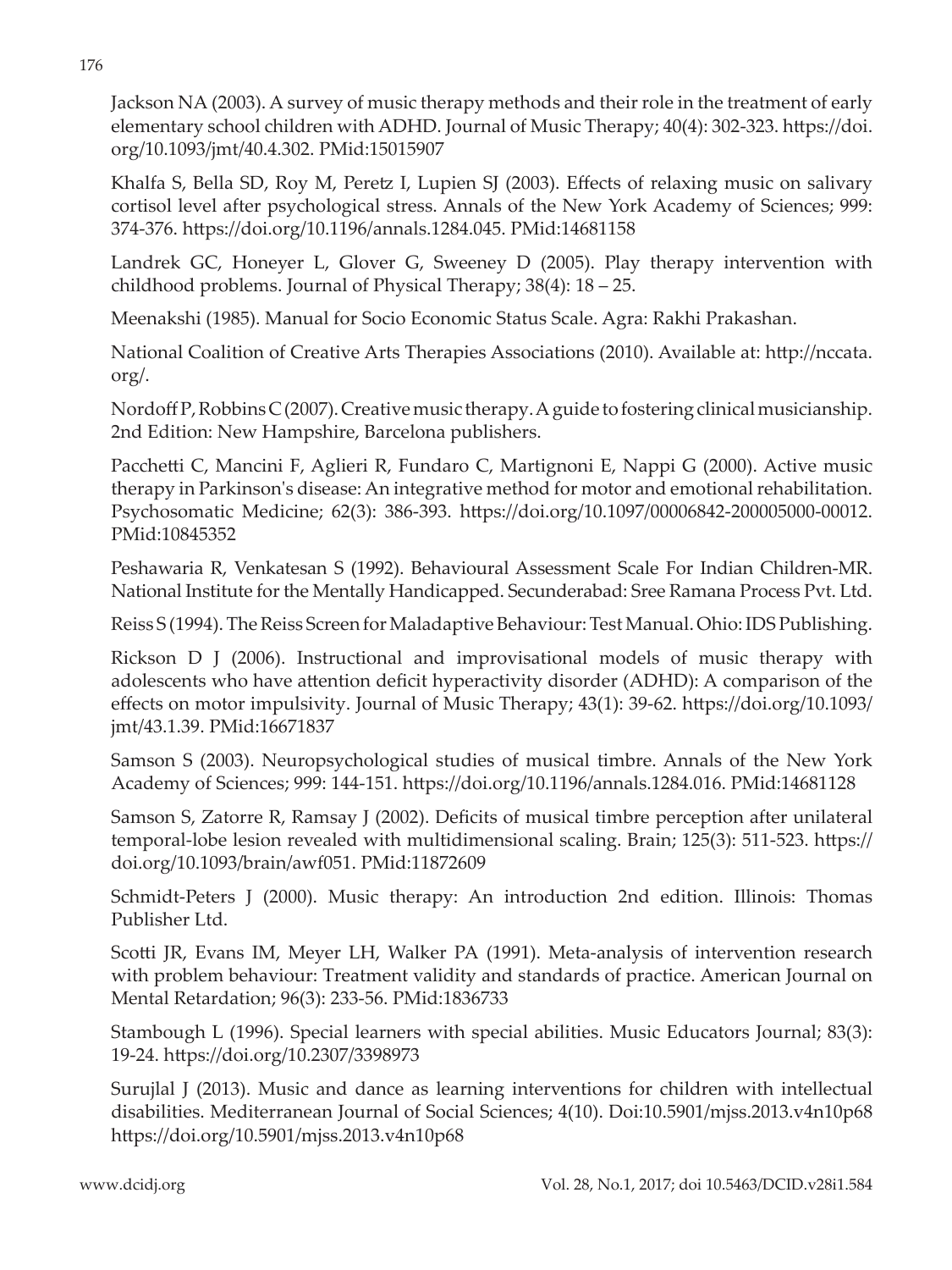Jackson NA (2003). A survey of music therapy methods and their role in the treatment of early elementary school children with ADHD. Journal of Music Therapy; 40(4): 302-323. https://doi.org/10.1093/jmt/40.4.302. PMid:15015907

Khalfa S, Bella SD, Roy M, Peretz I, Lupien SJ (2003). Effects of relaxing music on salivary cortisol level after psychological stress. Annals of the New York Academy of Sciences; 999: 374-376. https://doi.org/10.1196/annals.1284.045. PMid:14681158

Landrek GC, Honeyer L, Glover G, Sweeney D (2005). Play therapy intervention with childhood problems. Journal of Physical Therapy; 38(4): 18 – 25.

Meenakshi (1985). Manual for Socio Economic Status Scale. Agra: Rakhi Prakashan.

National Coalition of Creative Arts Therapies Associations (2010). Available at: http://nccata.org/.

Nordoff P, Robbins C (2007). Creative music therapy. A guide to fostering clinical musicianship. 2nd Edition: New Hampshire, Barcelona publishers.

Pacchetti C, Mancini F, Aglieri R, Fundaro C, Martignoni E, Nappi G (2000). Active music therapy in Parkinson's disease: An integrative method for motor and emotional rehabilitation. Psychosomatic Medicine; 62(3): 386-393. https://doi.org/10.1097/00006842-200005000-00012. PMid:10845352

Peshawaria R, Venkatesan S (1992). Behavioural Assessment Scale For Indian Children-MR. National Institute for the Mentally Handicapped. Secunderabad: Sree Ramana Process Pvt. Ltd.

Reiss S (1994). The Reiss Screen for Maladaptive Behaviour: Test Manual. Ohio: IDS Publishing.

Rickson D J (2006). Instructional and improvisational models of music therapy with adolescents who have attention deficit hyperactivity disorder (ADHD): A comparison of the effects on motor impulsivity. Journal of Music Therapy; 43(1): 39-62. https://doi.org/10.1093/jmt/43.1.39. PMid:16671837

Samson S (2003). Neuropsychological studies of musical timbre. Annals of the New York Academy of Sciences; 999: 144-151. https://doi.org/10.1196/annals.1284.016. PMid:14681128

Samson S, Zatorre R, Ramsay J (2002). Deficits of musical timbre perception after unilateral temporal-lobe lesion revealed with multidimensional scaling. Brain; 125(3): 511-523. https://doi.org/10.1093/brain/awf051. PMid:11872609

Schmidt-Peters J (2000). Music therapy: An introduction 2nd edition. Illinois: Thomas Publisher Ltd.

Scotti JR, Evans IM, Meyer LH, Walker PA (1991). Meta-analysis of intervention research with problem behaviour: Treatment validity and standards of practice. American Journal on Mental Retardation; 96(3): 233-56. PMid:1836733

Stambough L (1996). Special learners with special abilities. Music Educators Journal; 83(3): 19-24. https://doi.org/10.2307/3398973

Surujlal J (2013). Music and dance as learning interventions for children with intellectual disabilities. Mediterranean Journal of Social Sciences; 4(10). Doi:10.5901/mjss.2013.v4n10p68 https://doi.org/10.5901/mjss.2013.v4n10p68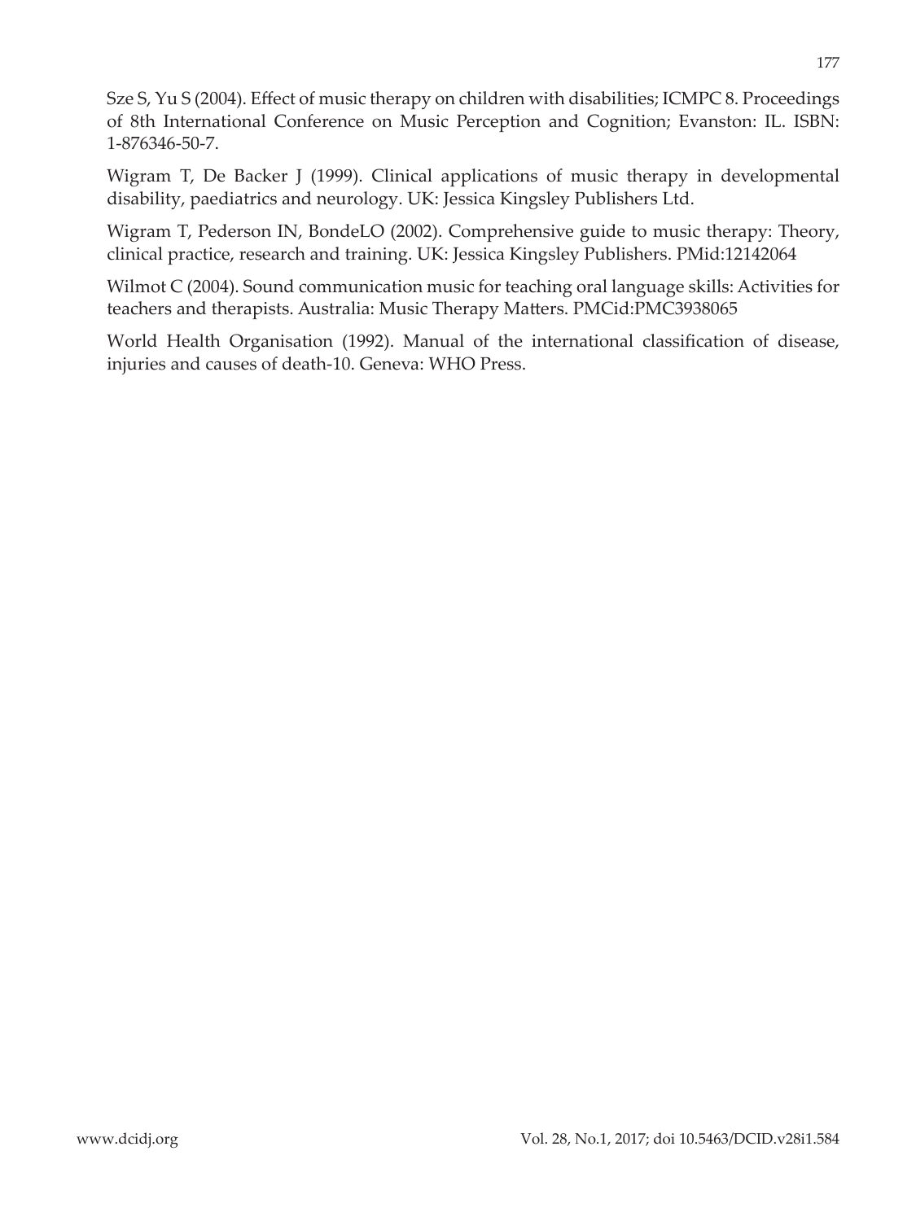Sze S, Yu S (2004). Effect of music therapy on children with disabilities; ICMPC 8. Proceedings of 8th International Conference on Music Perception and Cognition; Evanston: IL. ISBN: 1-876346-50-7.

Wigram T, De Backer J (1999). Clinical applications of music therapy in developmental disability, paediatrics and neurology. UK: Jessica Kingsley Publishers Ltd.

Wigram T, Pederson IN, BondeLO (2002). Comprehensive guide to music therapy: Theory, clinical practice, research and training. UK: Jessica Kingsley Publishers. PMid:12142064

Wilmot C (2004). Sound communication music for teaching oral language skills: Activities for teachers and therapists. Australia: Music Therapy Matters. PMCid:PMC3938065

World Health Organisation (1992). Manual of the international classification of disease, injuries and causes of death-10. Geneva: WHO Press.